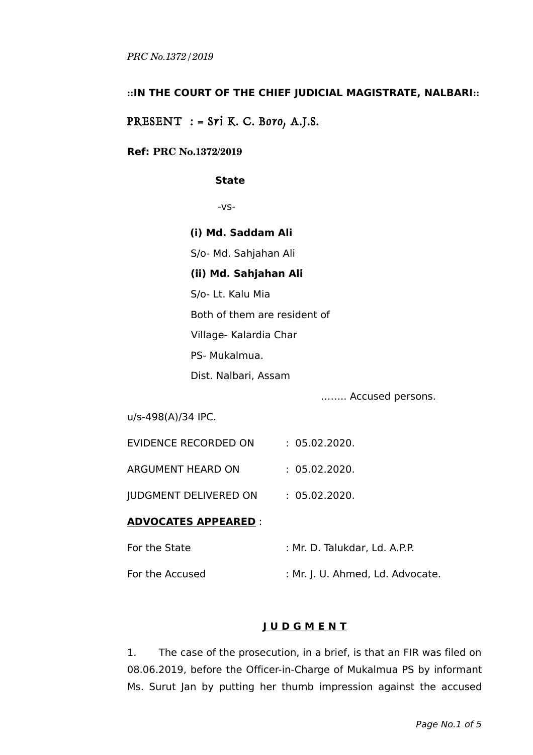PRC No.1372/2019

**::IN THE COURT OF THE CHIEF JUDICIAL MAGISTRATE, NALBARI::**

PRESENT : = Sri K. C. Boro, A.J.S.

**Ref: PRC No.1372/2019**

**State**

-vs-

**(i) Md. Saddam Ali**

S/o- Md. Sahjahan Ali

**(ii) Md. Sahjahan Ali**

S/o- Lt. Kalu Mia

Both of them are resident of

Village- Kalardia Char

PS- Mukalmua.

Dist. Nalbari, Assam

…….. Accused persons.

u/s-498(A)/34 IPC.

| | |
|---|---|
| EVIDENCE RECORDED ON | : 05.02.2020. |
| ARGUMENT HEARD ON | : 05.02.2020. |
| JUDGMENT DELIVERED ON | : 05.02.2020. |

**ADVOCATES APPEARED** :

| | |
|---|---|
| For the State | : Mr. D. Talukdar, Ld. A.P.P. |
| For the Accused | : Mr. J. U. Ahmed, Ld. Advocate. |

## J U D G M E N T

1. The case of the prosecution, in a brief, is that an FIR was filed on 08.06.2019, before the Officer-in-Charge of Mukalmua PS by informant Ms. Surut Jan by putting her thumb impression against the accused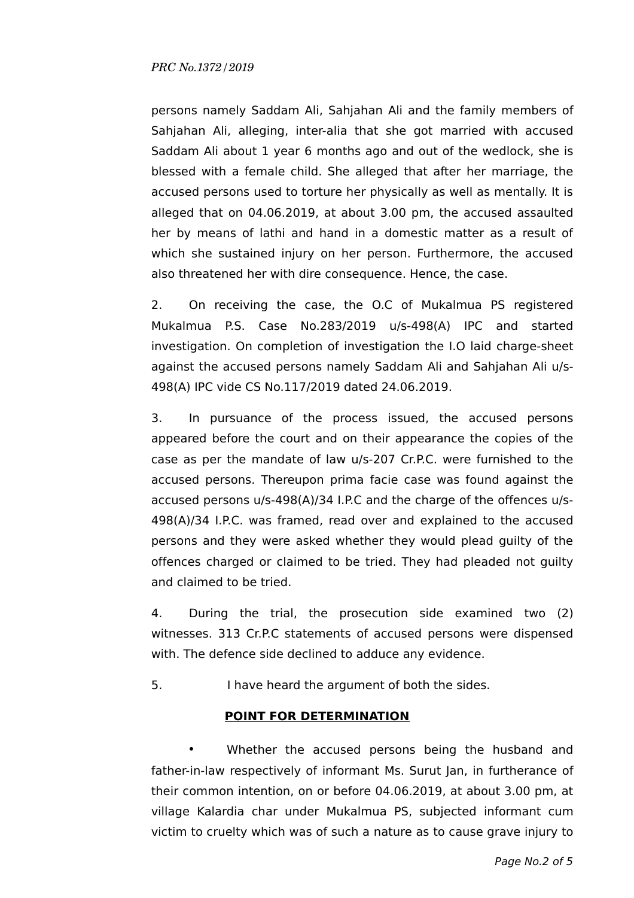persons namely Saddam Ali, Sahjahan Ali and the family members of Sahjahan Ali, alleging, inter-alia that she got married with accused Saddam Ali about 1 year 6 months ago and out of the wedlock, she is blessed with a female child. She alleged that after her marriage, the accused persons used to torture her physically as well as mentally. It is alleged that on 04.06.2019, at about 3.00 pm, the accused assaulted her by means of lathi and hand in a domestic matter as a result of which she sustained injury on her person. Furthermore, the accused also threatened her with dire consequence. Hence, the case.

2. On receiving the case, the O.C of Mukalmua PS registered Mukalmua P.S. Case No.283/2019 u/s-498(A) IPC and started investigation. On completion of investigation the I.O laid charge-sheet against the accused persons namely Saddam Ali and Sahjahan Ali u/s-498(A) IPC vide CS No.117/2019 dated 24.06.2019.

3. In pursuance of the process issued, the accused persons appeared before the court and on their appearance the copies of the case as per the mandate of law u/s-207 Cr.P.C. were furnished to the accused persons. Thereupon prima facie case was found against the accused persons u/s-498(A)/34 I.P.C and the charge of the offences u/s-498(A)/34 I.P.C. was framed, read over and explained to the accused persons and they were asked whether they would plead guilty of the offences charged or claimed to be tried. They had pleaded not guilty and claimed to be tried.

4. During the trial, the prosecution side examined two (2) witnesses. 313 Cr.P.C statements of accused persons were dispensed with. The defence side declined to adduce any evidence.

5. I have heard the argument of both the sides.

**POINT FOR DETERMINATION**

- Whether the accused persons being the husband and father-in-law respectively of informant Ms. Surut Jan, in furtherance of their common intention, on or before 04.06.2019, at about 3.00 pm, at village Kalardia char under Mukalmua PS, subjected informant cum victim to cruelty which was of such a nature as to cause grave injury to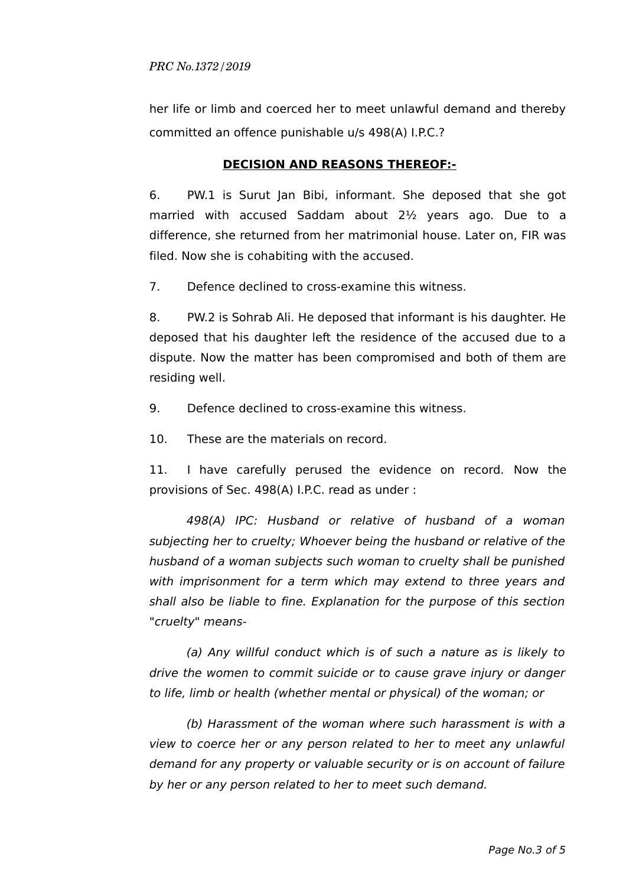her life or limb and coerced her to meet unlawful demand and thereby committed an offence punishable u/s 498(A) I.P.C.?

**DECISION AND REASONS THEREOF:-**

6. PW.1 is Surut Jan Bibi, informant. She deposed that she got married with accused Saddam about 2½ years ago. Due to a difference, she returned from her matrimonial house. Later on, FIR was filed. Now she is cohabiting with the accused.

7. Defence declined to cross-examine this witness.

8. PW.2 is Sohrab Ali. He deposed that informant is his daughter. He deposed that his daughter left the residence of the accused due to a dispute. Now the matter has been compromised and both of them are residing well.

9. Defence declined to cross-examine this witness.

10. These are the materials on record.

11. I have carefully perused the evidence on record. Now the provisions of Sec. 498(A) I.P.C. read as under :

*498(A) IPC: Husband or relative of husband of a woman subjecting her to cruelty; Whoever being the husband or relative of the husband of a woman subjects such woman to cruelty shall be punished with imprisonment for a term which may extend to three years and shall also be liable to fine. Explanation for the purpose of this section "cruelty" means-*

*(a) Any willful conduct which is of such a nature as is likely to drive the women to commit suicide or to cause grave injury or danger to life, limb or health (whether mental or physical) of the woman; or*

*(b) Harassment of the woman where such harassment is with a view to coerce her or any person related to her to meet any unlawful demand for any property or valuable security or is on account of failure by her or any person related to her to meet such demand.*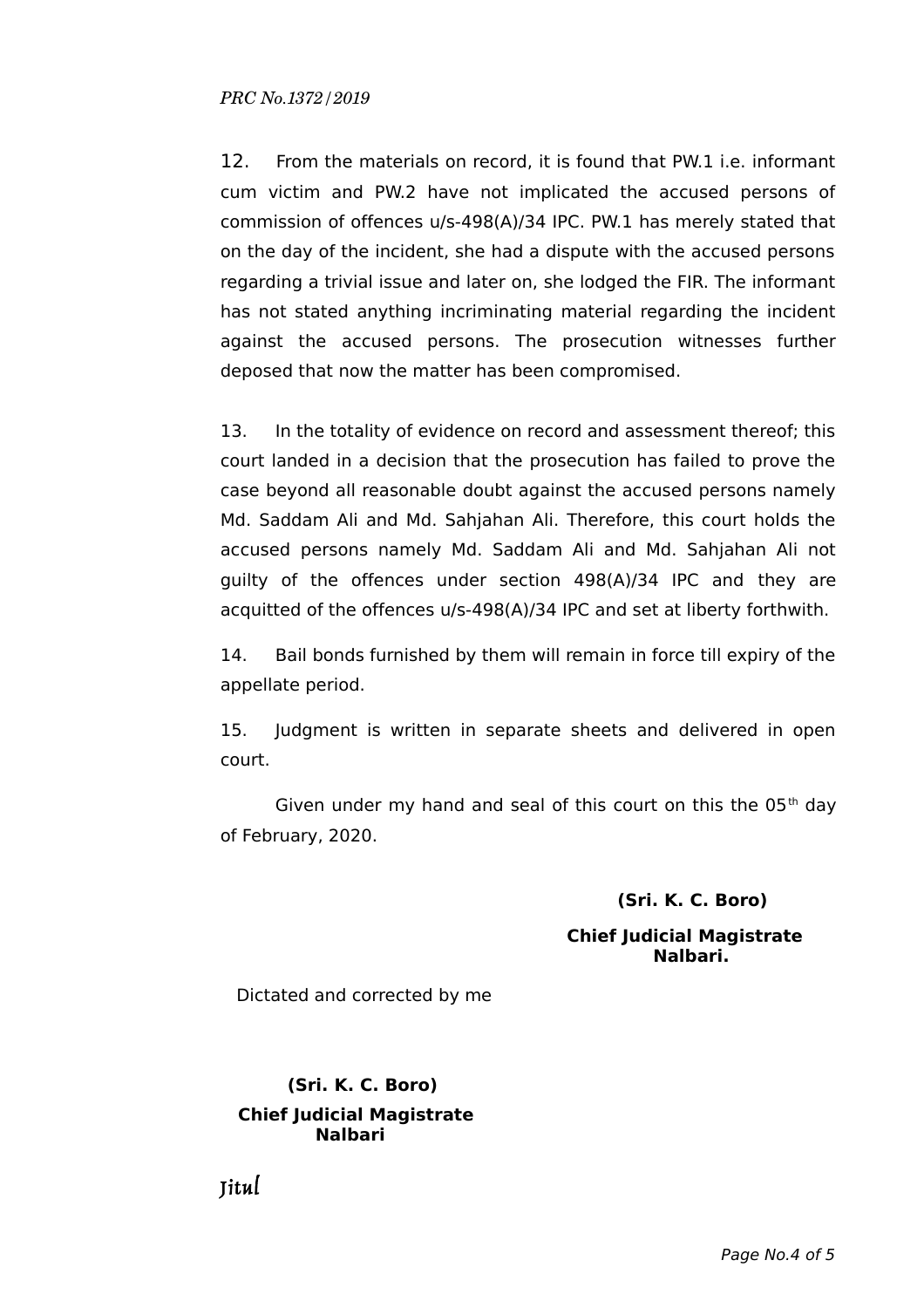12. From the materials on record, it is found that PW.1 i.e. informant cum victim and PW.2 have not implicated the accused persons of commission of offences u/s-498(A)/34 IPC. PW.1 has merely stated that on the day of the incident, she had a dispute with the accused persons regarding a trivial issue and later on, she lodged the FIR. The informant has not stated anything incriminating material regarding the incident against the accused persons. The prosecution witnesses further deposed that now the matter has been compromised.

13. In the totality of evidence on record and assessment thereof; this court landed in a decision that the prosecution has failed to prove the case beyond all reasonable doubt against the accused persons namely Md. Saddam Ali and Md. Sahjahan Ali. Therefore, this court holds the accused persons namely Md. Saddam Ali and Md. Sahjahan Ali not guilty of the offences under section 498(A)/34 IPC and they are acquitted of the offences u/s-498(A)/34 IPC and set at liberty forthwith.

14. Bail bonds furnished by them will remain in force till expiry of the appellate period.

15. Judgment is written in separate sheets and delivered in open court.

Given under my hand and seal of this court on this the 05th day of February, 2020.

**(Sri. K. C. Boro)**

**Chief Judicial Magistrate**
**Nalbari.**

Dictated and corrected by me

**(Sri. K. C. Boro)**

**Chief Judicial Magistrate**
**Nalbari**

Jitul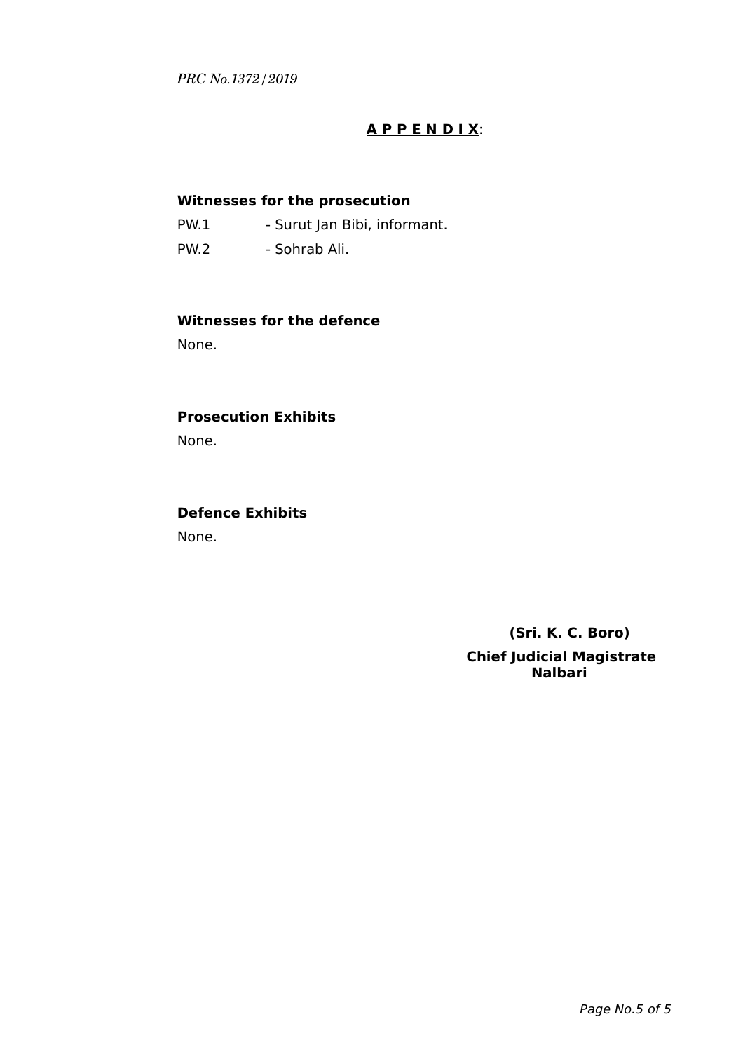## **A P P E N D I X**:

**Witnesses for the prosecution**

PW.1 - Surut Jan Bibi, informant.

PW.2 - Sohrab Ali.

**Witnesses for the defence**

None.

**Prosecution Exhibits**

None.

**Defence Exhibits**

None.

**(Sri. K. C. Boro)**
**Chief Judicial Magistrate**
**Nalbari**